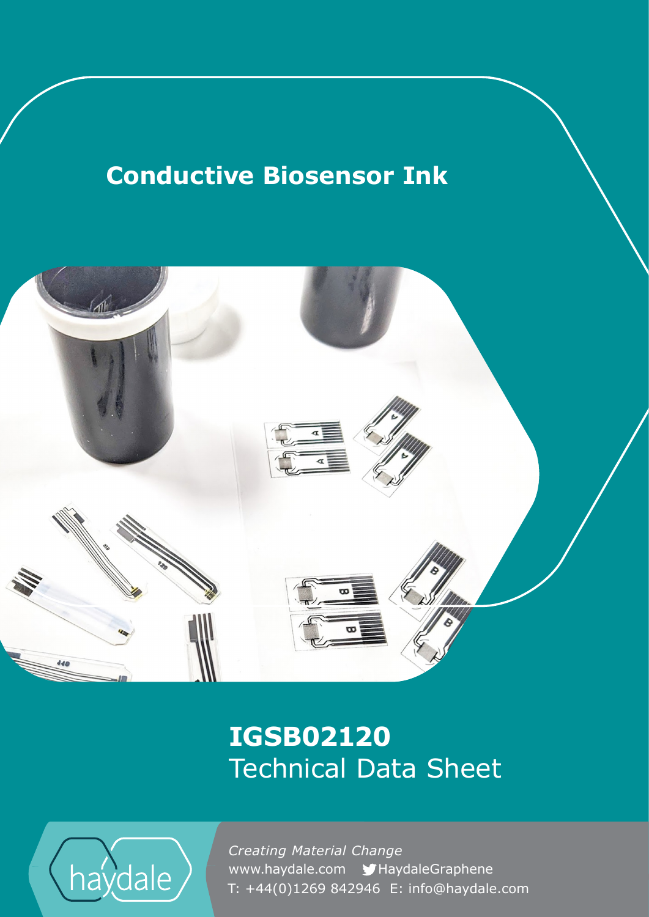# Conductive Biosensor Ink

## IGSB02120

Technical Data Sheet

haydale

*Creating Material Change*

www.haydale.com HaydaleGraphene

T: +44(0)1269 842946 E: info@haydale.com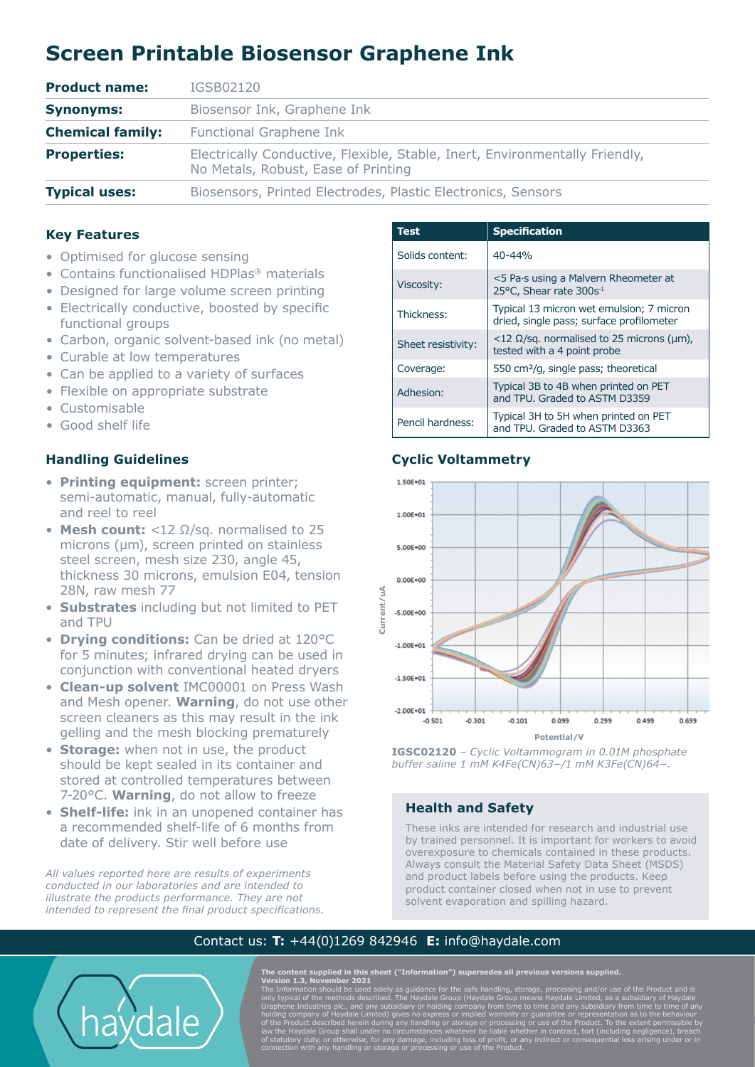# Screen Printable Biosensor Graphene Ink

| | |
|---|---|
| **Product name:** | IGSB02120 |
| **Synonyms:** | Biosensor Ink, Graphene Ink |
| **Chemical family:** | Functional Graphene Ink |
| **Properties:** | Electrically Conductive, Flexible, Stable, Inert, Environmentally Friendly, No Metals, Robust, Ease of Printing |
| **Typical uses:** | Biosensors, Printed Electrodes, Plastic Electronics, Sensors |

## Key Features

- Optimised for glucose sensing
- Contains functionalised HDPlas® materials
- Designed for large volume screen printing
- Electrically conductive, boosted by specific functional groups
- Carbon, organic solvent-based ink (no metal)
- Curable at low temperatures
- Can be applied to a variety of surfaces
- Flexible on appropriate substrate
- Customisable
- Good shelf life

| Test | Specification |
|---|---|
| Solids content: | 40-44% |
| Viscosity: | <5 Pa·s using a Malvern Rheometer at 25°C, Shear rate $300s^{-1}$ |
| Thickness: | Typical 13 micron wet emulsion; 7 micron dried, single pass; surface profilometer |
| Sheet resistivity: | <12 Ω/sq. normalised to 25 microns (µm), tested with a 4 point probe |
| Coverage: | 550 cm²/g, single pass; theoretical |
| Adhesion: | Typical 3B to 4B when printed on PET and TPU. Graded to ASTM D3359 |
| Pencil hardness: | Typical 3H to 5H when printed on PET and TPU. Graded to ASTM D3363 |

## Handling Guidelines

- **Printing equipment:** screen printer; semi-automatic, manual, fully-automatic and reel to reel
- **Mesh count:** <12 Ω/sq. normalised to 25 microns (µm), screen printed on stainless steel screen, mesh size 230, angle 45, thickness 30 microns, emulsion E04, tension 28N, raw mesh 77
- **Substrates** including but not limited to PET and TPU
- **Drying conditions:** Can be dried at 120°C for 5 minutes; infrared drying can be used in conjunction with conventional heated dryers
- **Clean-up solvent** IMC00001 on Press Wash and Mesh opener. **Warning**, do not use other screen cleaners as this may result in the ink gelling and the mesh blocking prematurely
- **Storage:** when not in use, the product should be kept sealed in its container and stored at controlled temperatures between 7-20°C. **Warning**, do not allow to freeze
- **Shelf-life:** ink in an unopened container has a recommended shelf-life of 6 months from date of delivery. Stir well before use

*All values reported here are results of experiments conducted in our laboratories and are intended to illustrate the products performance. They are not intended to represent the final product specifications.*

## Cyclic Voltammetry

Current/µA
1.50E+01
1.00E+01
5.00E+00
0.00E+00
-5.00E+00
-1.00E+01
-1.50E+01
-2.00E+01
-0.501 -0.301 -0.101 0.099 0.299 0.499 0.699
Potential/V

**IGSC02120** – *Cyclic Voltammogram in 0.01M phosphate buffer saline 1 mM K4Fe(CN)63−/1 mM K3Fe(CN)64−.*

## Health and Safety

These inks are intended for research and industrial use by trained personnel. It is important for workers to avoid overexposure to chemicals contained in these products. Always consult the Material Safety Data Sheet (MSDS) and product labels before using the products. Keep product container closed when not in use to prevent solvent evaporation and spilling hazard.

Contact us: **T:** +44(0)1269 842946 **E:** info@haydale.com

haydale

**The content supplied in this sheet ("Information") supersedes all previous versions supplied.**
**Version 1.3, November 2021**
The Information should be used solely as guidance for the safe handling, storage, processing and/or use of the Product and is only typical of the methods described. The Haydale Group (Haydale Group means Haydale Limited, as a subsidiary of Haydale Graphene Industries plc., and any subsidiary or holding company from time to time and any subsidiary from time to time of any holding company of Haydale Limited) gives no express or implied warranty or guarantee or representation as to the behaviour of the Product described herein during any handling or storage or processing or use of the Product. To the extent permissible by law the Haydale Group shall under no circumstances whatever be liable whether in contract, tort (including negligence), breach of statutory duty, or otherwise, for any damage, including loss of profit, or any indirect or consequential loss arising under or in connection with any handling or storage or processing or use of the Product.